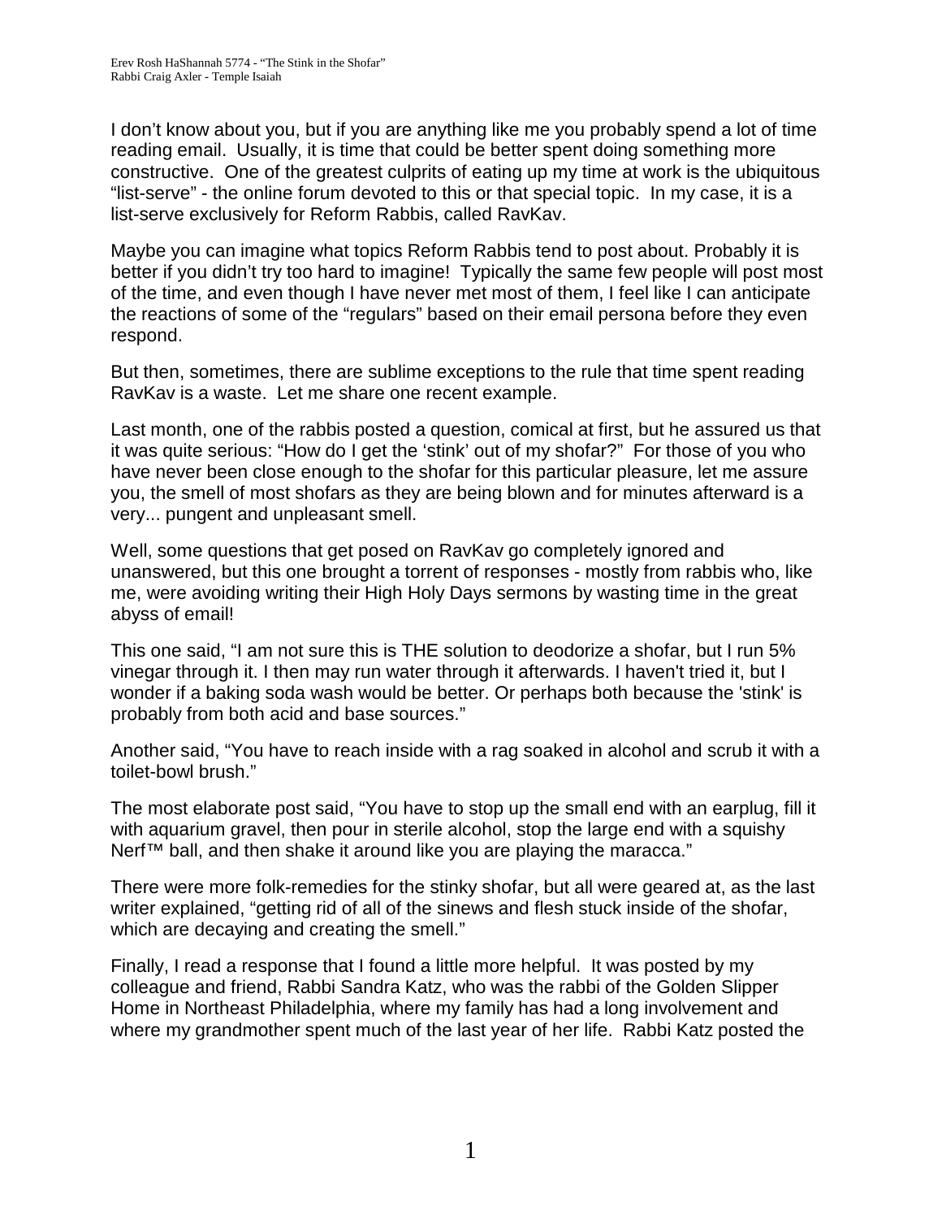I don't know about you, but if you are anything like me you probably spend a lot of time reading email. Usually, it is time that could be better spent doing something more constructive. One of the greatest culprits of eating up my time at work is the ubiquitous "list-serve" - the online forum devoted to this or that special topic. In my case, it is a list-serve exclusively for Reform Rabbis, called RavKav.

Maybe you can imagine what topics Reform Rabbis tend to post about. Probably it is better if you didn't try too hard to imagine! Typically the same few people will post most of the time, and even though I have never met most of them, I feel like I can anticipate the reactions of some of the "regulars" based on their email persona before they even respond.

But then, sometimes, there are sublime exceptions to the rule that time spent reading RavKav is a waste. Let me share one recent example.

Last month, one of the rabbis posted a question, comical at first, but he assured us that it was quite serious: "How do I get the 'stink' out of my shofar?" For those of you who have never been close enough to the shofar for this particular pleasure, let me assure you, the smell of most shofars as they are being blown and for minutes afterward is a very... pungent and unpleasant smell.

Well, some questions that get posed on RavKav go completely ignored and unanswered, but this one brought a torrent of responses - mostly from rabbis who, like me, were avoiding writing their High Holy Days sermons by wasting time in the great abyss of email!

This one said, "I am not sure this is THE solution to deodorize a shofar, but I run 5% vinegar through it. I then may run water through it afterwards. I haven't tried it, but I wonder if a baking soda wash would be better. Or perhaps both because the 'stink' is probably from both acid and base sources."

Another said, "You have to reach inside with a rag soaked in alcohol and scrub it with a toilet-bowl brush."

The most elaborate post said, "You have to stop up the small end with an earplug, fill it with aquarium gravel, then pour in sterile alcohol, stop the large end with a squishy Nerf™ ball, and then shake it around like you are playing the maracca."

There were more folk-remedies for the stinky shofar, but all were geared at, as the last writer explained, "getting rid of all of the sinews and flesh stuck inside of the shofar, which are decaying and creating the smell."

Finally, I read a response that I found a little more helpful. It was posted by my colleague and friend, Rabbi Sandra Katz, who was the rabbi of the Golden Slipper Home in Northeast Philadelphia, where my family has had a long involvement and where my grandmother spent much of the last year of her life. Rabbi Katz posted the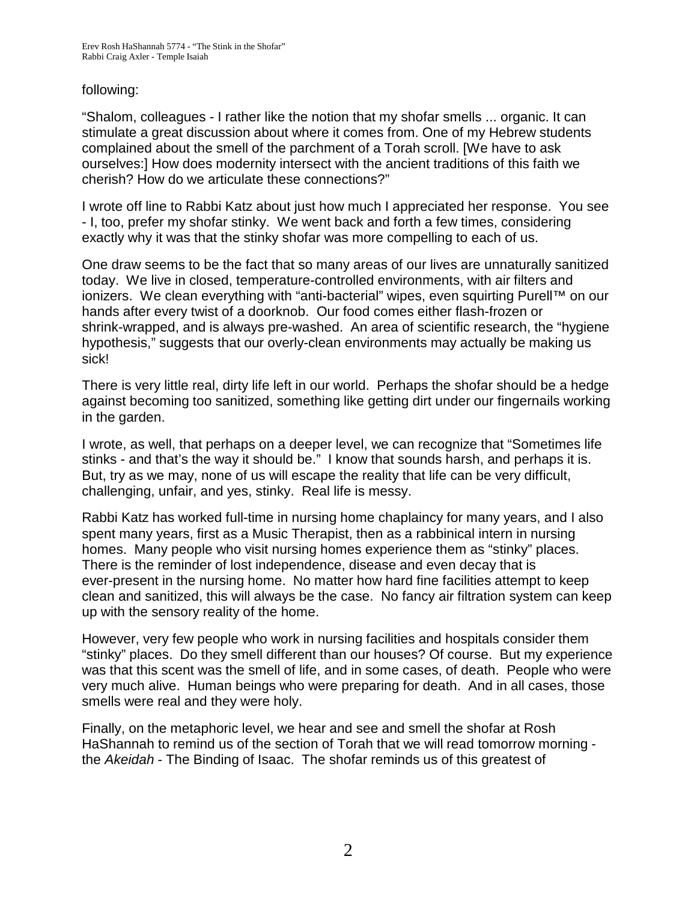following:

"Shalom, colleagues - I rather like the notion that my shofar smells ... organic. It can stimulate a great discussion about where it comes from. One of my Hebrew students complained about the smell of the parchment of a Torah scroll. [We have to ask ourselves:] How does modernity intersect with the ancient traditions of this faith we cherish? How do we articulate these connections?"

I wrote off line to Rabbi Katz about just how much I appreciated her response. You see - I, too, prefer my shofar stinky. We went back and forth a few times, considering exactly why it was that the stinky shofar was more compelling to each of us.

One draw seems to be the fact that so many areas of our lives are unnaturally sanitized today. We live in closed, temperature-controlled environments, with air filters and ionizers. We clean everything with "anti-bacterial" wipes, even squirting Purell™ on our hands after every twist of a doorknob. Our food comes either flash-frozen or shrink-wrapped, and is always pre-washed. An area of scientific research, the "hygiene hypothesis," suggests that our overly-clean environments may actually be making us sick!

There is very little real, dirty life left in our world. Perhaps the shofar should be a hedge against becoming too sanitized, something like getting dirt under our fingernails working in the garden.

I wrote, as well, that perhaps on a deeper level, we can recognize that "Sometimes life stinks - and that's the way it should be." I know that sounds harsh, and perhaps it is. But, try as we may, none of us will escape the reality that life can be very difficult, challenging, unfair, and yes, stinky. Real life is messy.

Rabbi Katz has worked full-time in nursing home chaplaincy for many years, and I also spent many years, first as a Music Therapist, then as a rabbinical intern in nursing homes. Many people who visit nursing homes experience them as "stinky" places. There is the reminder of lost independence, disease and even decay that is ever-present in the nursing home. No matter how hard fine facilities attempt to keep clean and sanitized, this will always be the case. No fancy air filtration system can keep up with the sensory reality of the home.

However, very few people who work in nursing facilities and hospitals consider them "stinky" places. Do they smell different than our houses? Of course. But my experience was that this scent was the smell of life, and in some cases, of death. People who were very much alive. Human beings who were preparing for death. And in all cases, those smells were real and they were holy.

Finally, on the metaphoric level, we hear and see and smell the shofar at Rosh HaShannah to remind us of the section of Torah that we will read tomorrow morning - the *Akeidah* - The Binding of Isaac. The shofar reminds us of this greatest of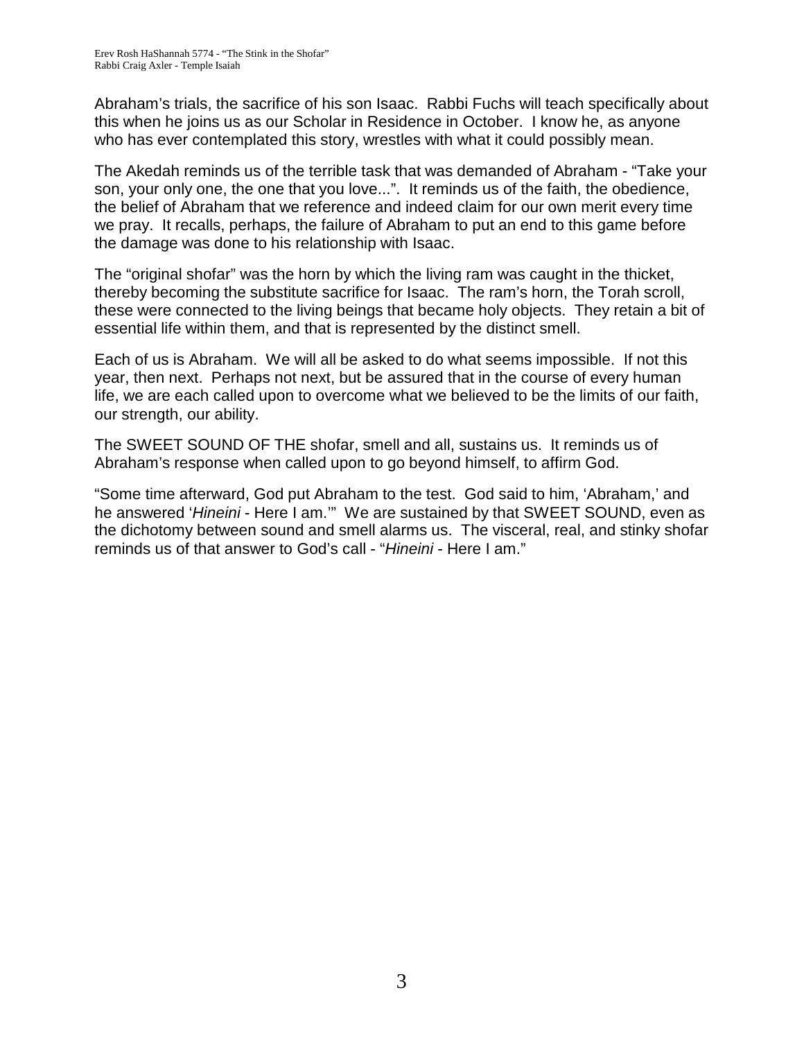Abraham's trials, the sacrifice of his son Isaac. Rabbi Fuchs will teach specifically about this when he joins us as our Scholar in Residence in October. I know he, as anyone who has ever contemplated this story, wrestles with what it could possibly mean.

The Akedah reminds us of the terrible task that was demanded of Abraham - "Take your son, your only one, the one that you love...". It reminds us of the faith, the obedience, the belief of Abraham that we reference and indeed claim for our own merit every time we pray. It recalls, perhaps, the failure of Abraham to put an end to this game before the damage was done to his relationship with Isaac.

The "original shofar" was the horn by which the living ram was caught in the thicket, thereby becoming the substitute sacrifice for Isaac. The ram's horn, the Torah scroll, these were connected to the living beings that became holy objects. They retain a bit of essential life within them, and that is represented by the distinct smell.

Each of us is Abraham. We will all be asked to do what seems impossible. If not this year, then next. Perhaps not next, but be assured that in the course of every human life, we are each called upon to overcome what we believed to be the limits of our faith, our strength, our ability.

The SWEET SOUND OF THE shofar, smell and all, sustains us. It reminds us of Abraham's response when called upon to go beyond himself, to affirm God.

"Some time afterward, God put Abraham to the test. God said to him, 'Abraham,' and he answered '*Hineini* - Here I am.'" We are sustained by that SWEET SOUND, even as the dichotomy between sound and smell alarms us. The visceral, real, and stinky shofar reminds us of that answer to God's call - "*Hineini* - Here I am."